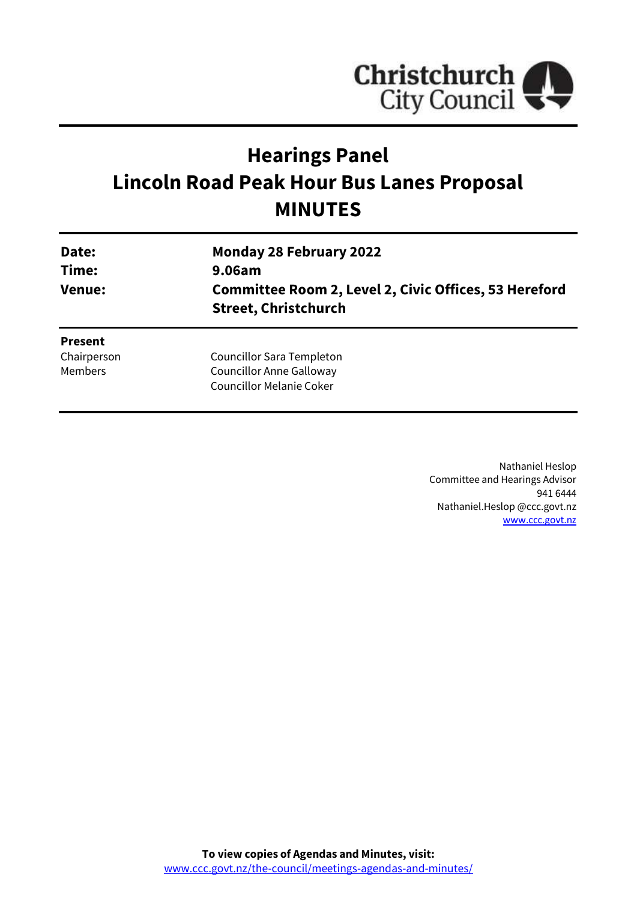Christchurch City Council

# Hearings Panel
# Lincoln Road Peak Hour Bus Lanes Proposal
# MINUTES

| | |
|---|---|
| **Date:** | **Monday 28 February 2022** |
| **Time:** | **9.06am** |
| **Venue:** | **Committee Room 2, Level 2, Civic Offices, 53 Hereford Street, Christchurch** |

**Present**

| | |
|---|---|
| Chairperson | Councillor Sara Templeton |
| Members | Councillor Anne Galloway |
| | Councillor Melanie Coker |

Nathaniel Heslop
Committee and Hearings Advisor
941 6444
Nathaniel.Heslop @ccc.govt.nz
www.ccc.govt.nz

**To view copies of Agendas and Minutes, visit:**
www.ccc.govt.nz/the-council/meetings-agendas-and-minutes/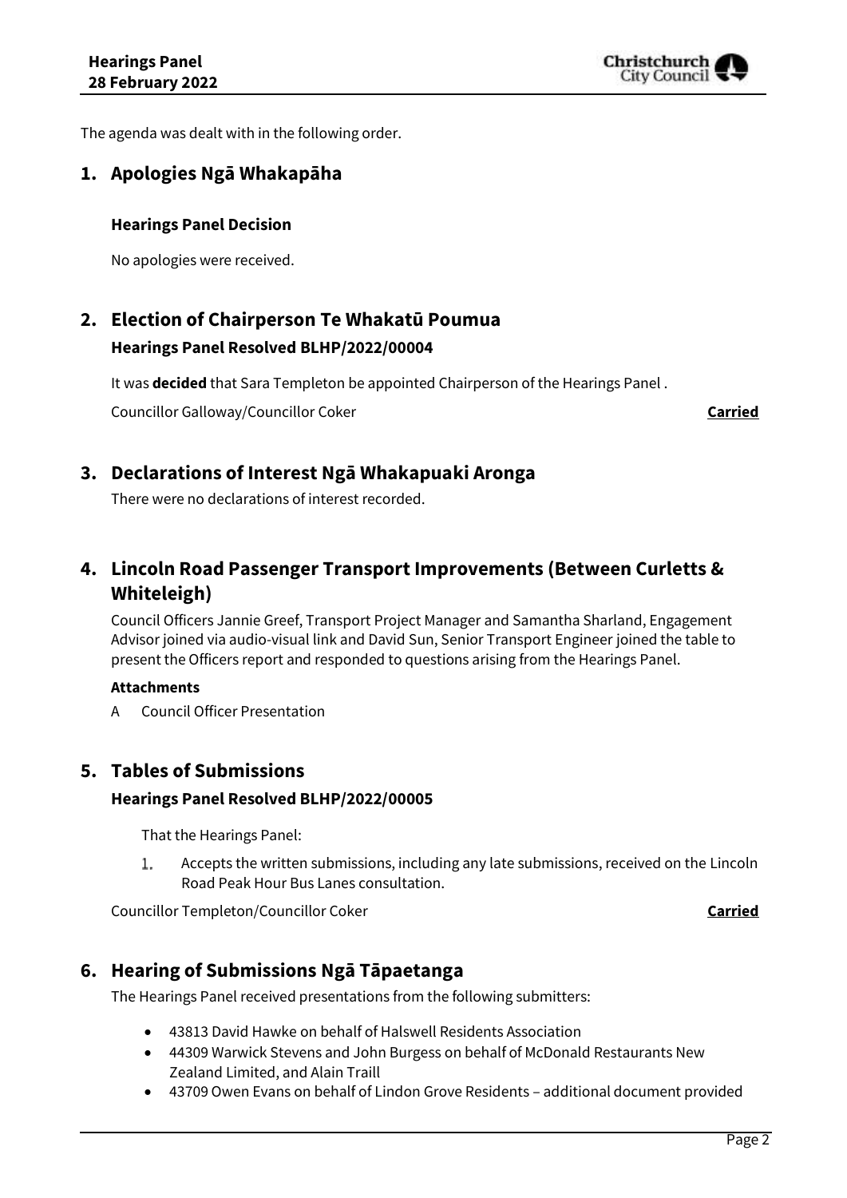The agenda was dealt with in the following order.

## 1. Apologies Ngā Whakapāha

### Hearings Panel Decision

No apologies were received.

## 2. Election of Chairperson Te Whakatū Poumua

### Hearings Panel Resolved BLHP/2022/00004

It was **decided** that Sara Templeton be appointed Chairperson of the Hearings Panel .

Councillor Galloway/Councillor Coker **Carried**

## 3. Declarations of Interest Ngā Whakapuaki Aronga

There were no declarations of interest recorded.

## 4. Lincoln Road Passenger Transport Improvements (Between Curletts & Whiteleigh)

Council Officers Jannie Greef, Transport Project Manager and Samantha Sharland, Engagement Advisor joined via audio-visual link and David Sun, Senior Transport Engineer joined the table to present the Officers report and responded to questions arising from the Hearings Panel.

**Attachments**

A Council Officer Presentation

## 5. Tables of Submissions

### Hearings Panel Resolved BLHP/2022/00005

That the Hearings Panel:

1. Accepts the written submissions, including any late submissions, received on the Lincoln Road Peak Hour Bus Lanes consultation.

Councillor Templeton/Councillor Coker **Carried**

## 6. Hearing of Submissions Ngā Tāpaetanga

The Hearings Panel received presentations from the following submitters:

- 43813 David Hawke on behalf of Halswell Residents Association
- 44309 Warwick Stevens and John Burgess on behalf of McDonald Restaurants New Zealand Limited, and Alain Traill
- 43709 Owen Evans on behalf of Lindon Grove Residents – additional document provided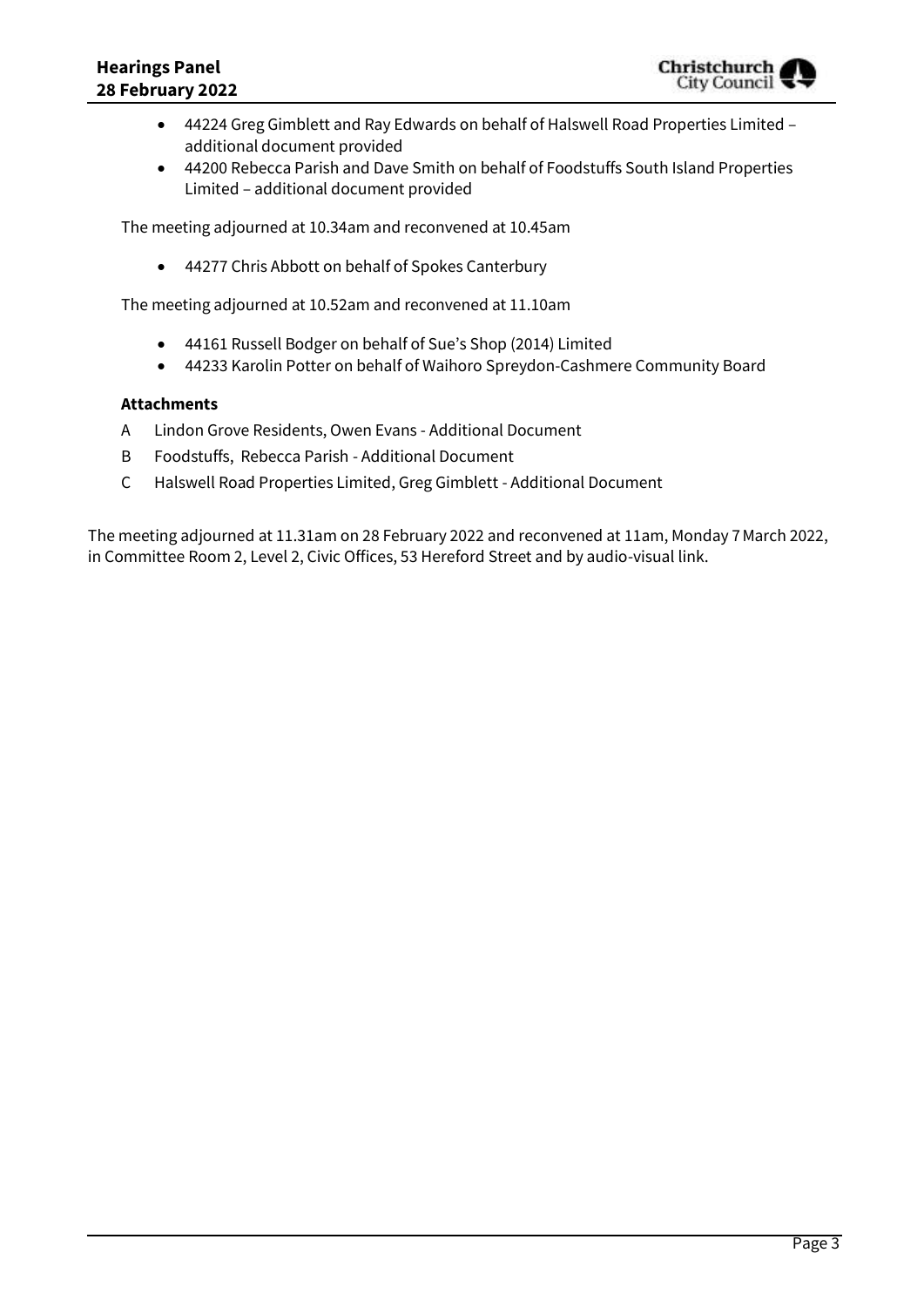- 44224 Greg Gimblett and Ray Edwards on behalf of Halswell Road Properties Limited – additional document provided
- 44200 Rebecca Parish and Dave Smith on behalf of Foodstuffs South Island Properties Limited – additional document provided

The meeting adjourned at 10.34am and reconvened at 10.45am

- 44277 Chris Abbott on behalf of Spokes Canterbury

The meeting adjourned at 10.52am and reconvened at 11.10am

- 44161 Russell Bodger on behalf of Sue's Shop (2014) Limited
- 44233 Karolin Potter on behalf of Waihoro Spreydon-Cashmere Community Board

**Attachments**

A Lindon Grove Residents, Owen Evans - Additional Document

B Foodstuffs, Rebecca Parish - Additional Document

C Halswell Road Properties Limited, Greg Gimblett - Additional Document

The meeting adjourned at 11.31am on 28 February 2022 and reconvened at 11am, Monday 7 March 2022, in Committee Room 2, Level 2, Civic Offices, 53 Hereford Street and by audio-visual link.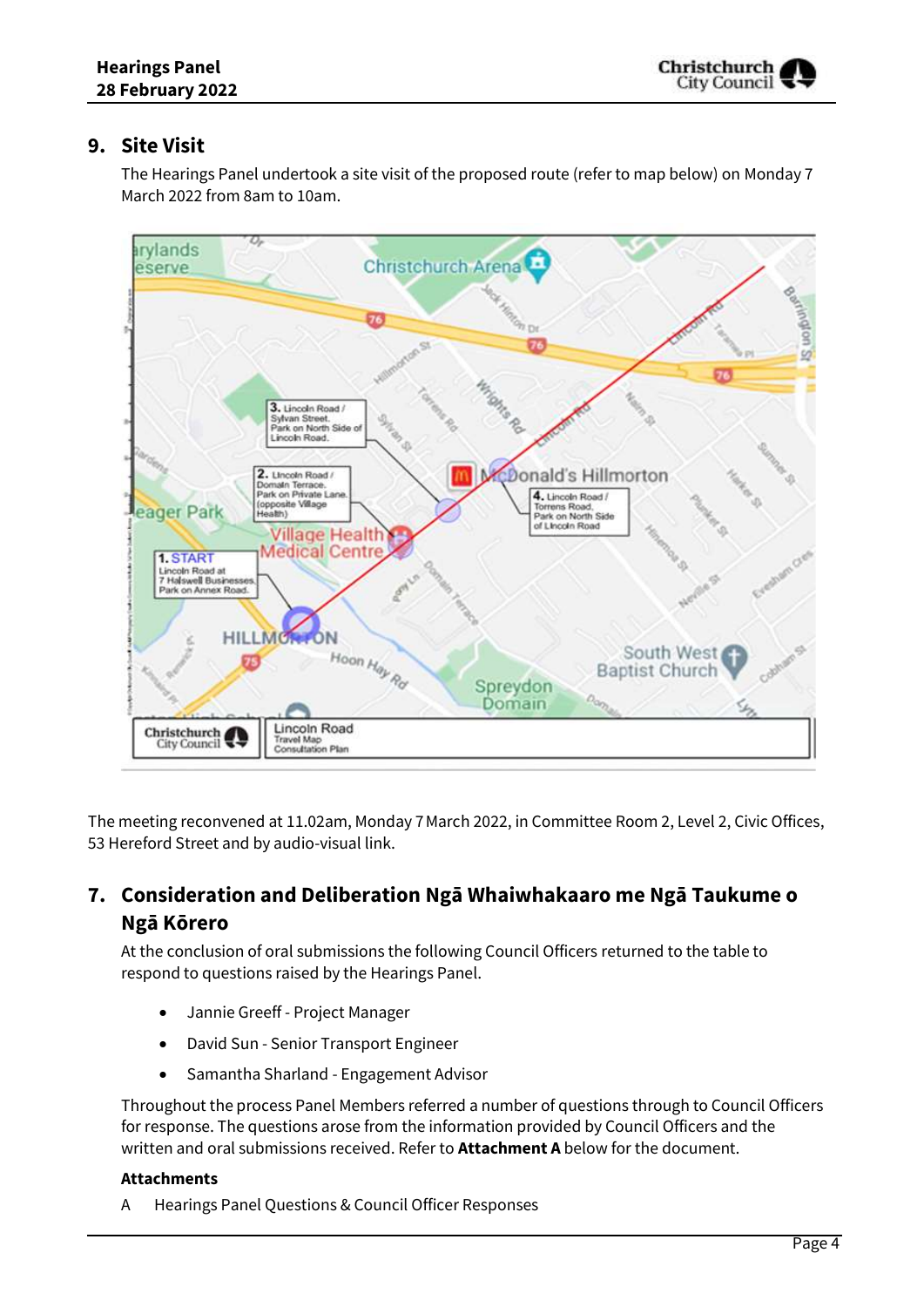## 9. Site Visit

The Hearings Panel undertook a site visit of the proposed route (refer to map below) on Monday 7 March 2022 from 8am to 10am.

The meeting reconvened at 11.02am, Monday 7 March 2022, in Committee Room 2, Level 2, Civic Offices, 53 Hereford Street and by audio-visual link.

## 7. Consideration and Deliberation Ngā Whaiwhakaaro me Ngā Taukume o Ngā Kōrero

At the conclusion of oral submissions the following Council Officers returned to the table to respond to questions raised by the Hearings Panel.

- Jannie Greeff - Project Manager
- David Sun - Senior Transport Engineer
- Samantha Sharland - Engagement Advisor

Throughout the process Panel Members referred a number of questions through to Council Officers for response. The questions arose from the information provided by Council Officers and the written and oral submissions received. Refer to **Attachment A** below for the document.

**Attachments**

A Hearings Panel Questions & Council Officer Responses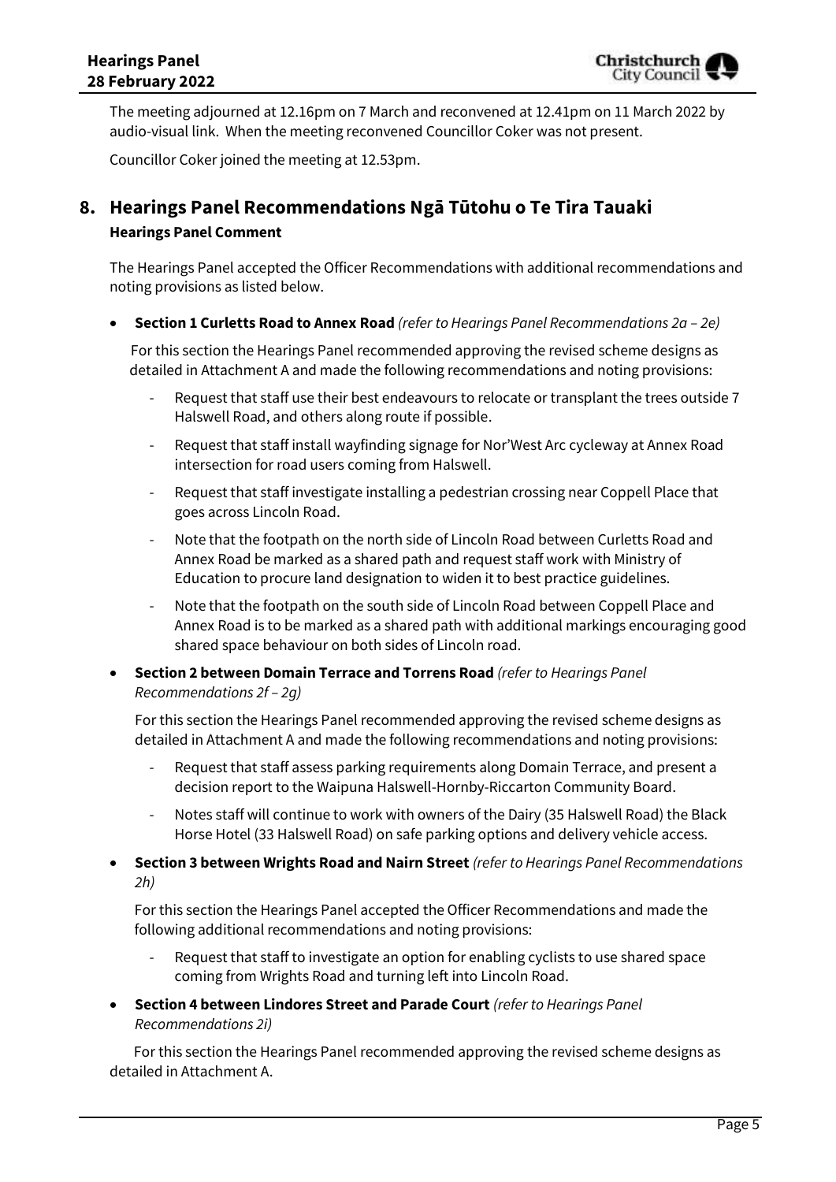The meeting adjourned at 12.16pm on 7 March and reconvened at 12.41pm on 11 March 2022 by audio-visual link. When the meeting reconvened Councillor Coker was not present.

Councillor Coker joined the meeting at 12.53pm.

## 8. Hearings Panel Recommendations Ngā Tūtohu o Te Tira Tauaki

**Hearings Panel Comment**

The Hearings Panel accepted the Officer Recommendations with additional recommendations and noting provisions as listed below.

- **Section 1 Curletts Road to Annex Road** *(refer to Hearings Panel Recommendations 2a – 2e)*

  For this section the Hearings Panel recommended approving the revised scheme designs as detailed in Attachment A and made the following recommendations and noting provisions:

  - Request that staff use their best endeavours to relocate or transplant the trees outside 7 Halswell Road, and others along route if possible.
  - Request that staff install wayfinding signage for Nor'West Arc cycleway at Annex Road intersection for road users coming from Halswell.
  - Request that staff investigate installing a pedestrian crossing near Coppell Place that goes across Lincoln Road.
  - Note that the footpath on the north side of Lincoln Road between Curletts Road and Annex Road be marked as a shared path and request staff work with Ministry of Education to procure land designation to widen it to best practice guidelines.
  - Note that the footpath on the south side of Lincoln Road between Coppell Place and Annex Road is to be marked as a shared path with additional markings encouraging good shared space behaviour on both sides of Lincoln road.

- **Section 2 between Domain Terrace and Torrens Road** *(refer to Hearings Panel Recommendations 2f – 2g)*

  For this section the Hearings Panel recommended approving the revised scheme designs as detailed in Attachment A and made the following recommendations and noting provisions:

  - Request that staff assess parking requirements along Domain Terrace, and present a decision report to the Waipuna Halswell-Hornby-Riccarton Community Board.
  - Notes staff will continue to work with owners of the Dairy (35 Halswell Road) the Black Horse Hotel (33 Halswell Road) on safe parking options and delivery vehicle access.

- **Section 3 between Wrights Road and Nairn Street** *(refer to Hearings Panel Recommendations 2h)*

  For this section the Hearings Panel accepted the Officer Recommendations and made the following additional recommendations and noting provisions:

  - Request that staff to investigate an option for enabling cyclists to use shared space coming from Wrights Road and turning left into Lincoln Road.

- **Section 4 between Lindores Street and Parade Court** *(refer to Hearings Panel Recommendations 2i)*

  For this section the Hearings Panel recommended approving the revised scheme designs as detailed in Attachment A.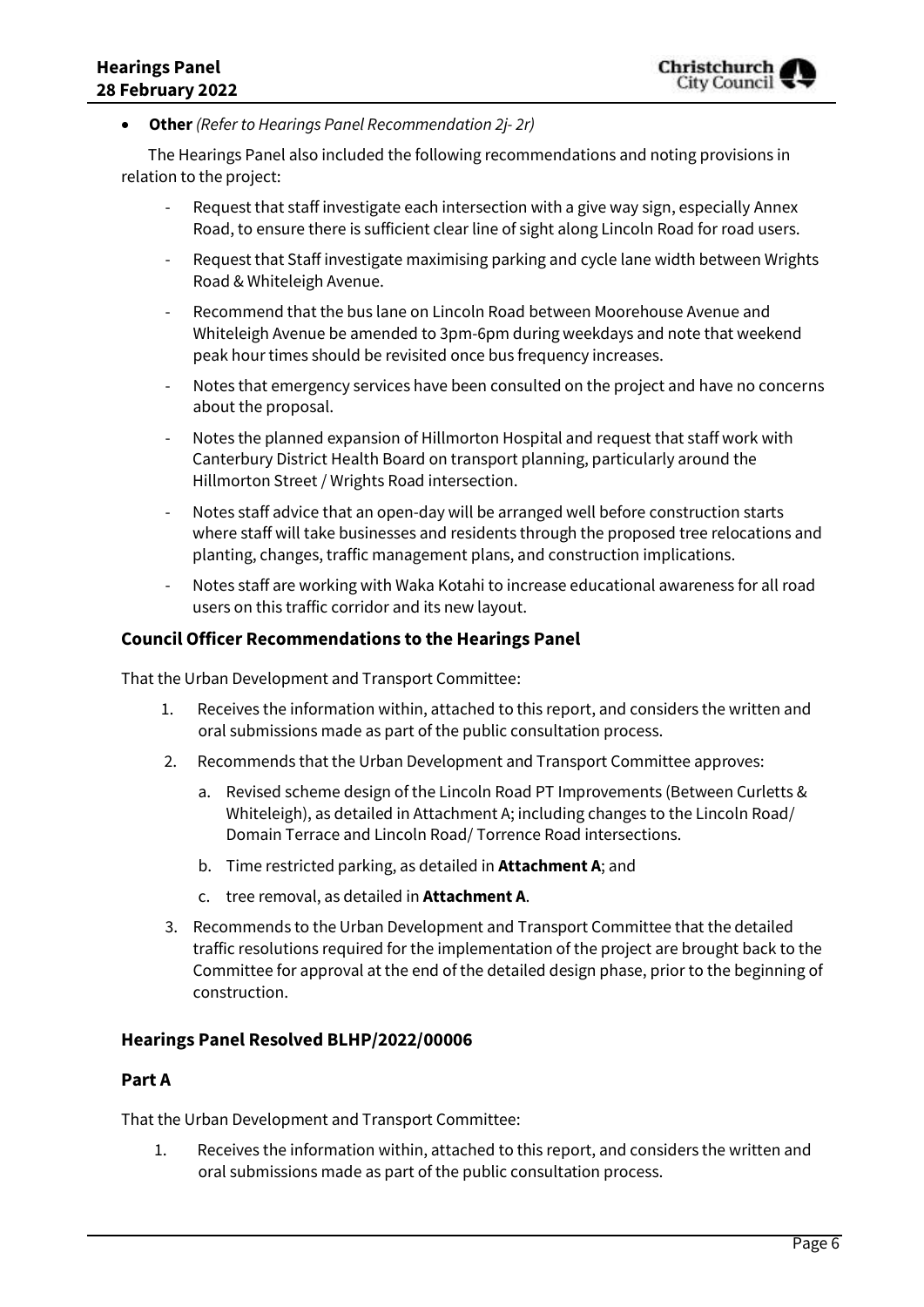- **Other** *(Refer to Hearings Panel Recommendation 2j- 2r)*

The Hearings Panel also included the following recommendations and noting provisions in relation to the project:

- Request that staff investigate each intersection with a give way sign, especially Annex Road, to ensure there is sufficient clear line of sight along Lincoln Road for road users.
- Request that Staff investigate maximising parking and cycle lane width between Wrights Road & Whiteleigh Avenue.
- Recommend that the bus lane on Lincoln Road between Moorehouse Avenue and Whiteleigh Avenue be amended to 3pm-6pm during weekdays and note that weekend peak hour times should be revisited once bus frequency increases.
- Notes that emergency services have been consulted on the project and have no concerns about the proposal.
- Notes the planned expansion of Hillmorton Hospital and request that staff work with Canterbury District Health Board on transport planning, particularly around the Hillmorton Street / Wrights Road intersection.
- Notes staff advice that an open-day will be arranged well before construction starts where staff will take businesses and residents through the proposed tree relocations and planting, changes, traffic management plans, and construction implications.
- Notes staff are working with Waka Kotahi to increase educational awareness for all road users on this traffic corridor and its new layout.

### Council Officer Recommendations to the Hearings Panel

That the Urban Development and Transport Committee:

1. Receives the information within, attached to this report, and considers the written and oral submissions made as part of the public consultation process.
2. Recommends that the Urban Development and Transport Committee approves:
   a. Revised scheme design of the Lincoln Road PT Improvements (Between Curletts & Whiteleigh), as detailed in Attachment A; including changes to the Lincoln Road/ Domain Terrace and Lincoln Road/ Torrence Road intersections.
   b. Time restricted parking, as detailed in **Attachment A**; and
   c. tree removal, as detailed in **Attachment A**.
3. Recommends to the Urban Development and Transport Committee that the detailed traffic resolutions required for the implementation of the project are brought back to the Committee for approval at the end of the detailed design phase, prior to the beginning of construction.

### Hearings Panel Resolved BLHP/2022/00006

### Part A

That the Urban Development and Transport Committee:

1. Receives the information within, attached to this report, and considers the written and oral submissions made as part of the public consultation process.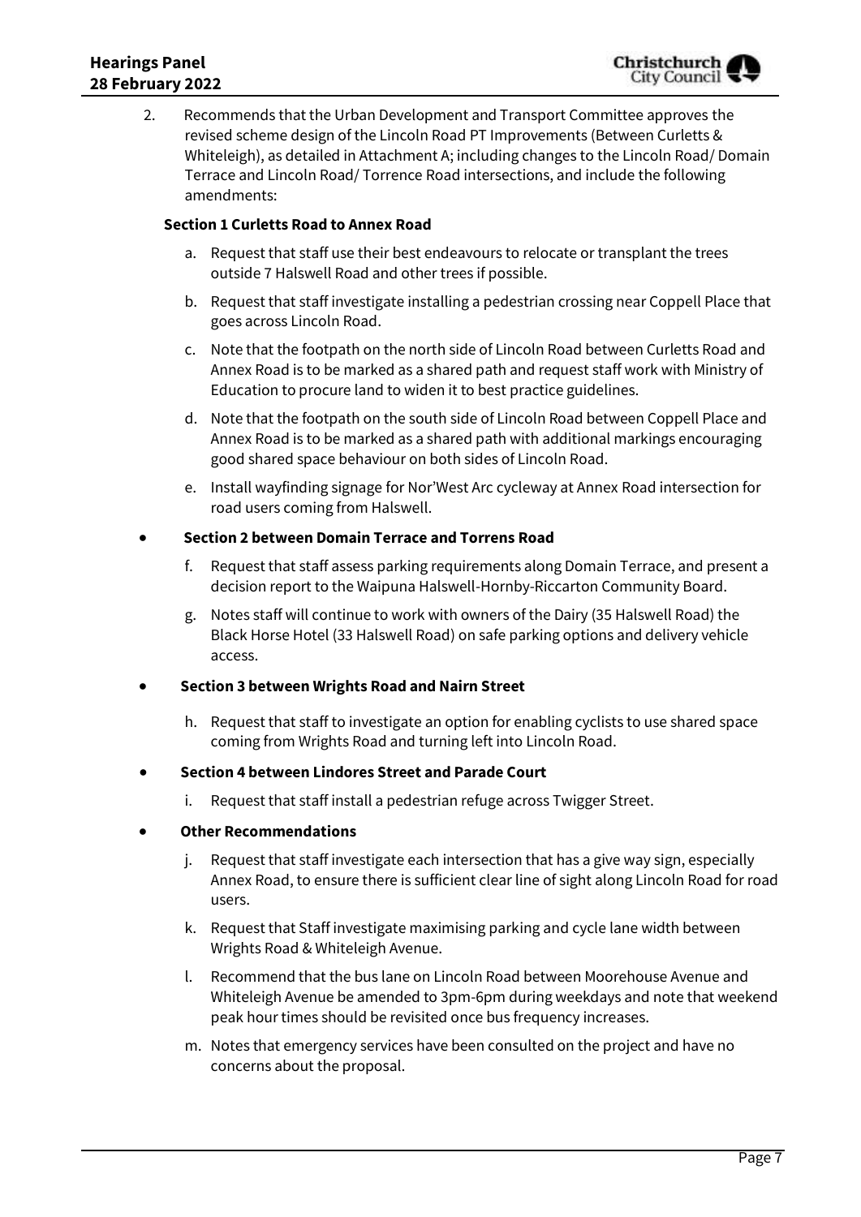2. Recommends that the Urban Development and Transport Committee approves the revised scheme design of the Lincoln Road PT Improvements (Between Curletts & Whiteleigh), as detailed in Attachment A; including changes to the Lincoln Road/ Domain Terrace and Lincoln Road/ Torrence Road intersections, and include the following amendments:

**Section 1 Curletts Road to Annex Road**

a. Request that staff use their best endeavours to relocate or transplant the trees outside 7 Halswell Road and other trees if possible.

b. Request that staff investigate installing a pedestrian crossing near Coppell Place that goes across Lincoln Road.

c. Note that the footpath on the north side of Lincoln Road between Curletts Road and Annex Road is to be marked as a shared path and request staff work with Ministry of Education to procure land to widen it to best practice guidelines.

d. Note that the footpath on the south side of Lincoln Road between Coppell Place and Annex Road is to be marked as a shared path with additional markings encouraging good shared space behaviour on both sides of Lincoln Road.

e. Install wayfinding signage for Nor'West Arc cycleway at Annex Road intersection for road users coming from Halswell.

- **Section 2 between Domain Terrace and Torrens Road**

f. Request that staff assess parking requirements along Domain Terrace, and present a decision report to the Waipuna Halswell-Hornby-Riccarton Community Board.

g. Notes staff will continue to work with owners of the Dairy (35 Halswell Road) the Black Horse Hotel (33 Halswell Road) on safe parking options and delivery vehicle access.

- **Section 3 between Wrights Road and Nairn Street**

h. Request that staff to investigate an option for enabling cyclists to use shared space coming from Wrights Road and turning left into Lincoln Road.

- **Section 4 between Lindores Street and Parade Court**

i. Request that staff install a pedestrian refuge across Twigger Street.

- **Other Recommendations**

j. Request that staff investigate each intersection that has a give way sign, especially Annex Road, to ensure there is sufficient clear line of sight along Lincoln Road for road users.

k. Request that Staff investigate maximising parking and cycle lane width between Wrights Road & Whiteleigh Avenue.

l. Recommend that the bus lane on Lincoln Road between Moorehouse Avenue and Whiteleigh Avenue be amended to 3pm-6pm during weekdays and note that weekend peak hour times should be revisited once bus frequency increases.

m. Notes that emergency services have been consulted on the project and have no concerns about the proposal.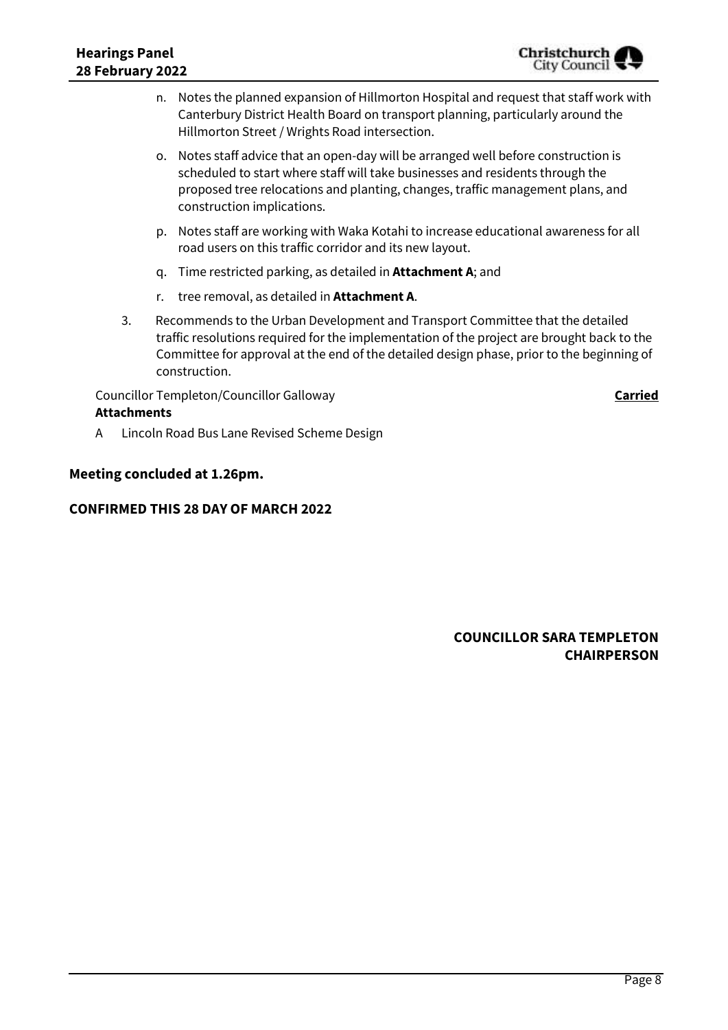n. Notes the planned expansion of Hillmorton Hospital and request that staff work with Canterbury District Health Board on transport planning, particularly around the Hillmorton Street / Wrights Road intersection.

o. Notes staff advice that an open-day will be arranged well before construction is scheduled to start where staff will take businesses and residents through the proposed tree relocations and planting, changes, traffic management plans, and construction implications.

p. Notes staff are working with Waka Kotahi to increase educational awareness for all road users on this traffic corridor and its new layout.

q. Time restricted parking, as detailed in **Attachment A**; and

r. tree removal, as detailed in **Attachment A**.

3. Recommends to the Urban Development and Transport Committee that the detailed traffic resolutions required for the implementation of the project are brought back to the Committee for approval at the end of the detailed design phase, prior to the beginning of construction.

Councillor Templeton/Councillor Galloway **Carried**

**Attachments**

A Lincoln Road Bus Lane Revised Scheme Design

**Meeting concluded at 1.26pm.**

**CONFIRMED THIS 28 DAY OF MARCH 2022**

**COUNCILLOR SARA TEMPLETON**
**CHAIRPERSON**